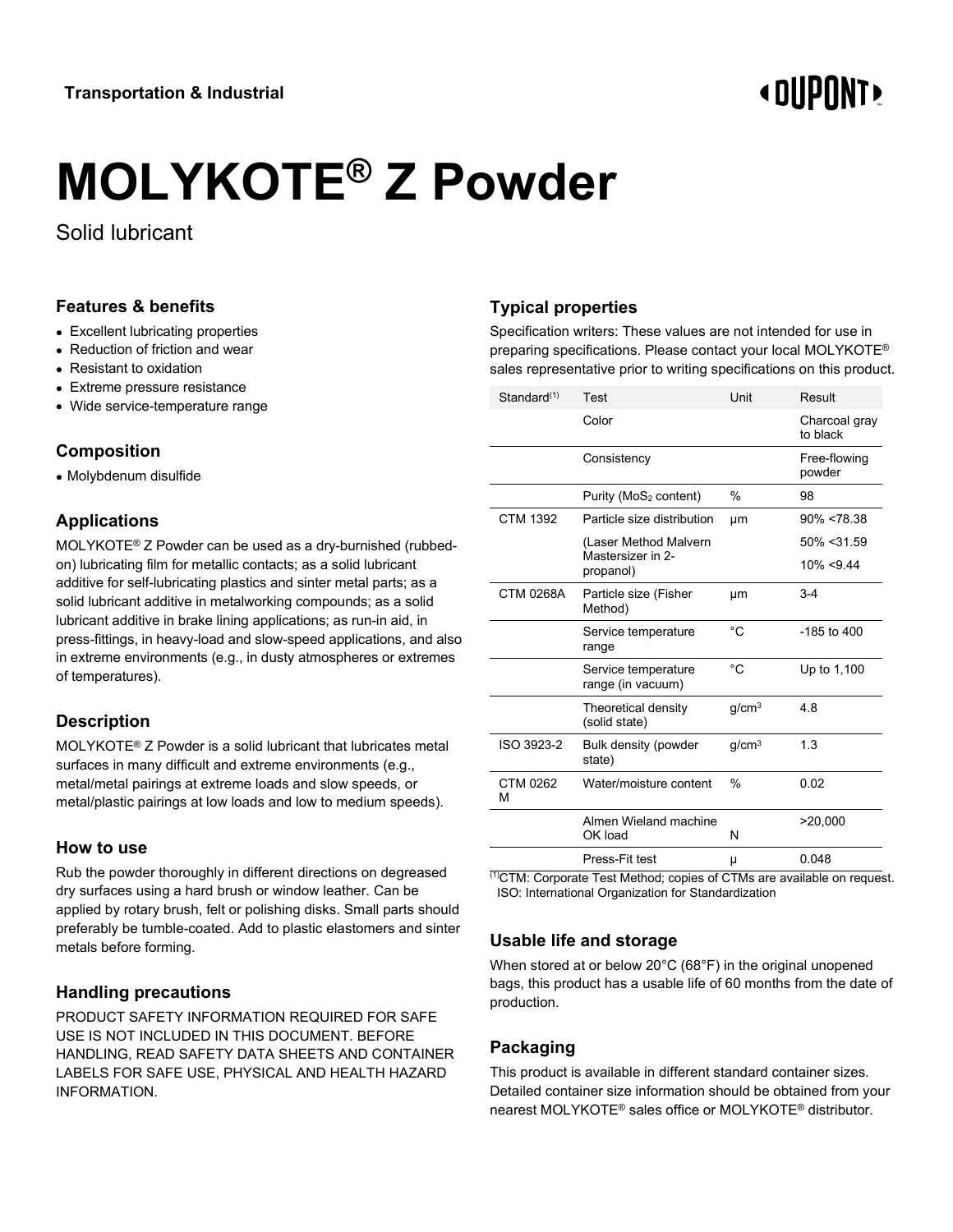Transportation & Industrial

# MOLYKOTE® Z Powder

Solid lubricant

## Features & benefits

- Excellent lubricating properties
- Reduction of friction and wear
- Resistant to oxidation
- Extreme pressure resistance
- Wide service-temperature range

## Composition

- Molybdenum disulfide

## Applications

MOLYKOTE® Z Powder can be used as a dry-burnished (rubbed-on) lubricating film for metallic contacts; as a solid lubricant additive for self-lubricating plastics and sinter metal parts; as a solid lubricant additive in metalworking compounds; as a solid lubricant additive in brake lining applications; as run-in aid, in press-fittings, in heavy-load and slow-speed applications, and also in extreme environments (e.g., in dusty atmospheres or extremes of temperatures).

## Description

MOLYKOTE® Z Powder is a solid lubricant that lubricates metal surfaces in many difficult and extreme environments (e.g., metal/metal pairings at extreme loads and slow speeds, or metal/plastic pairings at low loads and low to medium speeds).

## How to use

Rub the powder thoroughly in different directions on degreased dry surfaces using a hard brush or window leather. Can be applied by rotary brush, felt or polishing disks. Small parts should preferably be tumble-coated. Add to plastic elastomers and sinter metals before forming.

## Handling precautions

PRODUCT SAFETY INFORMATION REQUIRED FOR SAFE USE IS NOT INCLUDED IN THIS DOCUMENT. BEFORE HANDLING, READ SAFETY DATA SHEETS AND CONTAINER LABELS FOR SAFE USE, PHYSICAL AND HEALTH HAZARD INFORMATION.

## Typical properties

Specification writers: These values are not intended for use in preparing specifications. Please contact your local MOLYKOTE® sales representative prior to writing specifications on this product.

| Standard[1] | Test | Unit | Result |
|---|---|---|---|
| | Color | | Charcoal gray to black |
| | Consistency | | Free-flowing powder |
| | Purity ($MoS_2$ content) | % | 98 |
| CTM 1392 | Particle size distribution (Laser Method Malvern Mastersizer in 2-propanol) | µm | 90% <78.38<br>50% <31.59<br>10% <9.44 |
| CTM 0268A | Particle size (Fisher Method) | µm | 3-4 |
| | Service temperature range | °C | -185 to 400 |
| | Service temperature range (in vacuum) | °C | Up to 1,100 |
| | Theoretical density (solid state) | $g/cm^3$ | 4.8 |
| ISO 3923-2 | Bulk density (powder state) | $g/cm^3$ | 1.3 |
| CTM 0262 M | Water/moisture content | % | 0.02 |
| | Almen Wieland machine OK load | N | >20,000 |
| | Press-Fit test | µ | 0.048 |

[1] CTM: Corporate Test Method; copies of CTMs are available on request. ISO: International Organization for Standardization

## Usable life and storage

When stored at or below 20°C (68°F) in the original unopened bags, this product has a usable life of 60 months from the date of production.

## Packaging

This product is available in different standard container sizes. Detailed container size information should be obtained from your nearest MOLYKOTE® sales office or MOLYKOTE® distributor.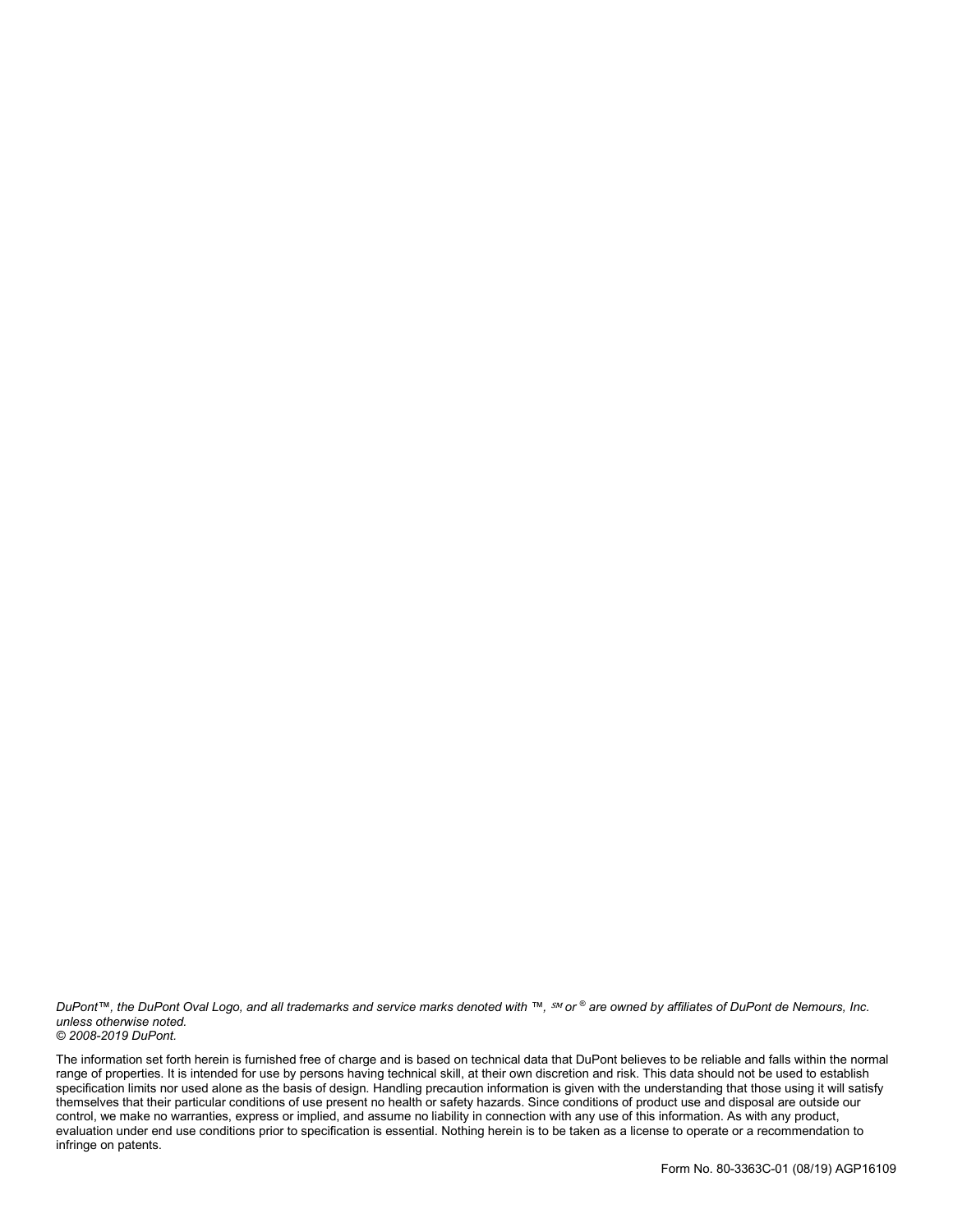*DuPont™, the DuPont Oval Logo, and all trademarks and service marks denoted with ™, ℠ or ® are owned by affiliates of DuPont de Nemours, Inc. unless otherwise noted.*
*© 2008-2019 DuPont.*

The information set forth herein is furnished free of charge and is based on technical data that DuPont believes to be reliable and falls within the normal range of properties. It is intended for use by persons having technical skill, at their own discretion and risk. This data should not be used to establish specification limits nor used alone as the basis of design. Handling precaution information is given with the understanding that those using it will satisfy themselves that their particular conditions of use present no health or safety hazards. Since conditions of product use and disposal are outside our control, we make no warranties, express or implied, and assume no liability in connection with any use of this information. As with any product, evaluation under end use conditions prior to specification is essential. Nothing herein is to be taken as a license to operate or a recommendation to infringe on patents.

Form No. 80-3363C-01 (08/19) AGP16109